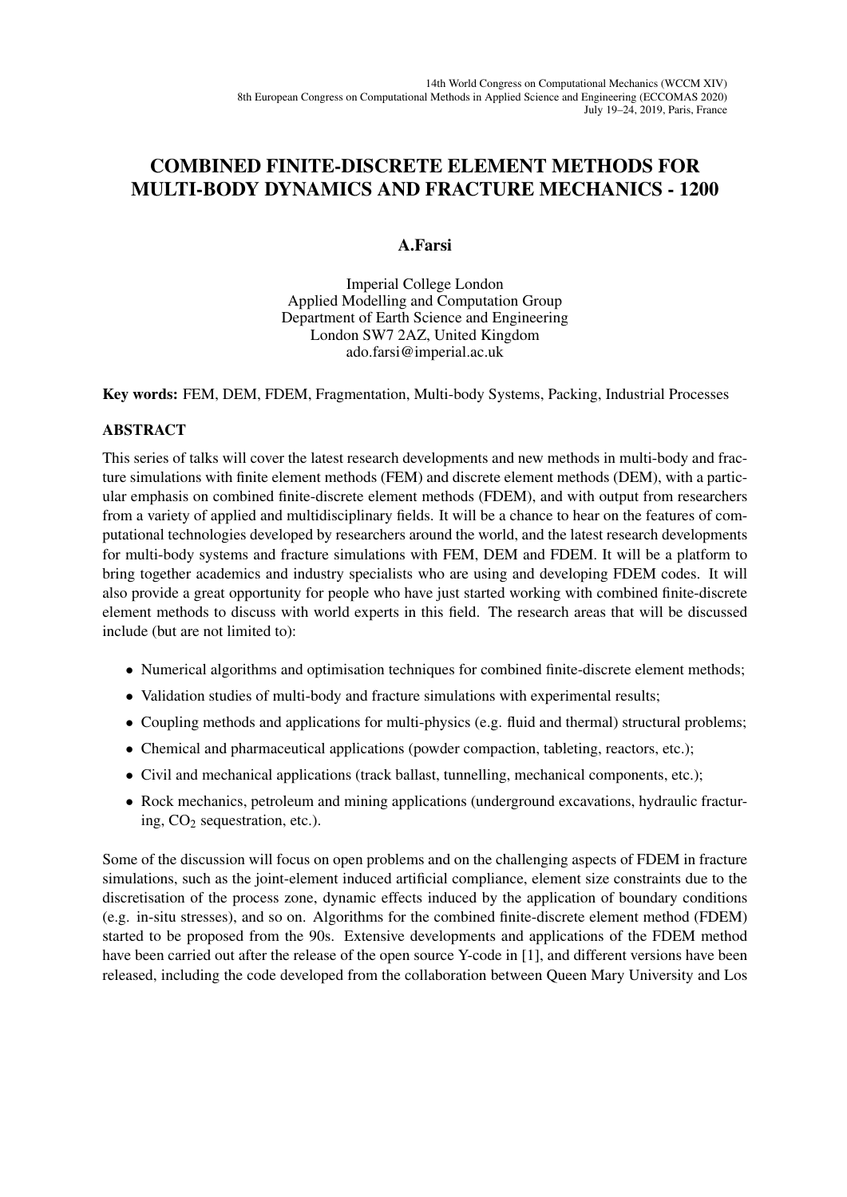14th World Congress on Computational Mechanics (WCCM XIV)
8th European Congress on Computational Methods in Applied Science and Engineering (ECCOMAS 2020)
July 19–24, 2019, Paris, France

# COMBINED FINITE-DISCRETE ELEMENT METHODS FOR MULTI-BODY DYNAMICS AND FRACTURE MECHANICS - 1200

**A.Farsi**

Imperial College London
Applied Modelling and Computation Group
Department of Earth Science and Engineering
London SW7 2AZ, United Kingdom
ado.farsi@imperial.ac.uk

**Key words:** FEM, DEM, FDEM, Fragmentation, Multi-body Systems, Packing, Industrial Processes

## ABSTRACT

This series of talks will cover the latest research developments and new methods in multi-body and fracture simulations with finite element methods (FEM) and discrete element methods (DEM), with a particular emphasis on combined finite-discrete element methods (FDEM), and with output from researchers from a variety of applied and multidisciplinary fields. It will be a chance to hear on the features of computational technologies developed by researchers around the world, and the latest research developments for multi-body systems and fracture simulations with FEM, DEM and FDEM. It will be a platform to bring together academics and industry specialists who are using and developing FDEM codes. It will also provide a great opportunity for people who have just started working with combined finite-discrete element methods to discuss with world experts in this field. The research areas that will be discussed include (but are not limited to):

- Numerical algorithms and optimisation techniques for combined finite-discrete element methods;
- Validation studies of multi-body and fracture simulations with experimental results;
- Coupling methods and applications for multi-physics (e.g. fluid and thermal) structural problems;
- Chemical and pharmaceutical applications (powder compaction, tableting, reactors, etc.);
- Civil and mechanical applications (track ballast, tunnelling, mechanical components, etc.);
- Rock mechanics, petroleum and mining applications (underground excavations, hydraulic fracturing, $CO_2$ sequestration, etc.).

Some of the discussion will focus on open problems and on the challenging aspects of FDEM in fracture simulations, such as the joint-element induced artificial compliance, element size constraints due to the discretisation of the process zone, dynamic effects induced by the application of boundary conditions (e.g. in-situ stresses), and so on. Algorithms for the combined finite-discrete element method (FDEM) started to be proposed from the 90s. Extensive developments and applications of the FDEM method have been carried out after the release of the open source Y-code in [1], and different versions have been released, including the code developed from the collaboration between Queen Mary University and Los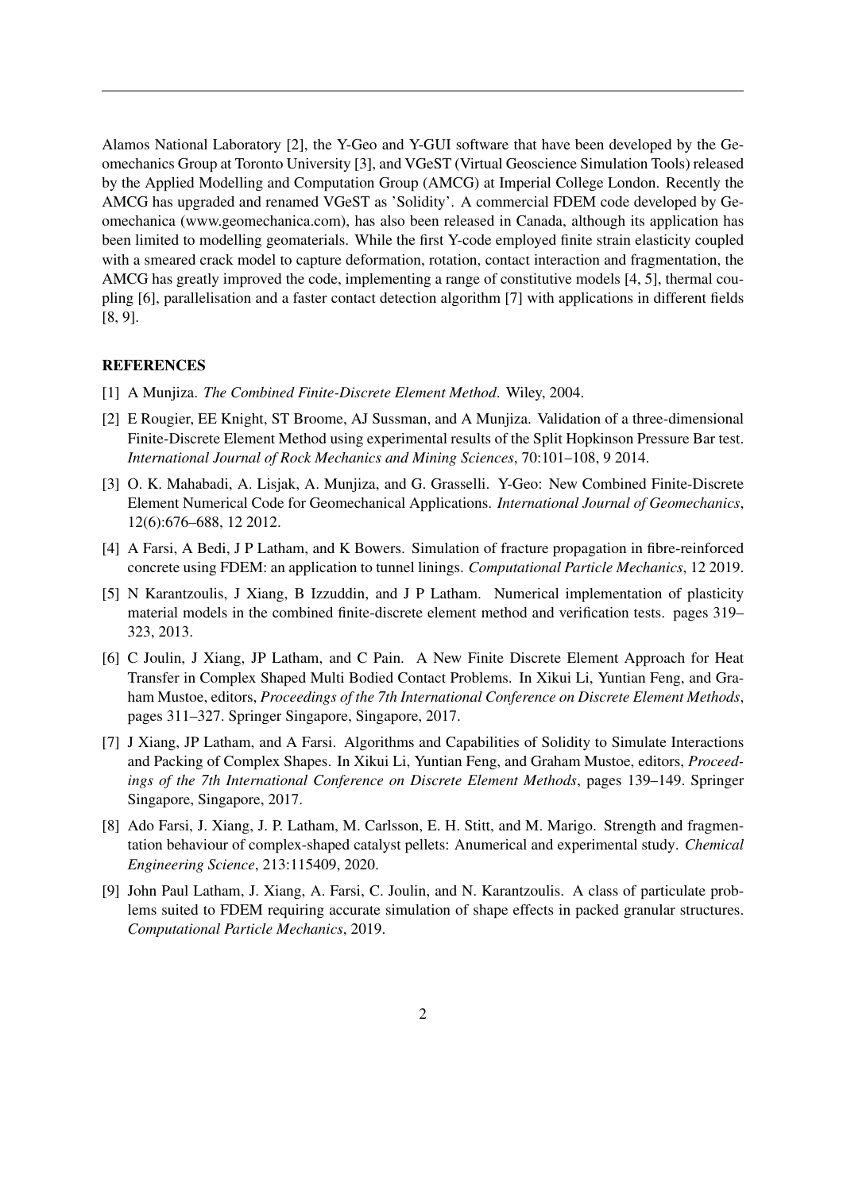Alamos National Laboratory [2], the Y-Geo and Y-GUI software that have been developed by the Geomechanics Group at Toronto University [3], and VGeST (Virtual Geoscience Simulation Tools) released by the Applied Modelling and Computation Group (AMCG) at Imperial College London. Recently the AMCG has upgraded and renamed VGeST as 'Solidity'. A commercial FDEM code developed by Geomechanica (www.geomechanica.com), has also been released in Canada, although its application has been limited to modelling geomaterials. While the first Y-code employed finite strain elasticity coupled with a smeared crack model to capture deformation, rotation, contact interaction and fragmentation, the AMCG has greatly improved the code, implementing a range of constitutive models [4, 5], thermal coupling [6], parallelisation and a faster contact detection algorithm [7] with applications in different fields [8, 9].

## REFERENCES

[1] A Munjiza. *The Combined Finite-Discrete Element Method*. Wiley, 2004.

[2] E Rougier, EE Knight, ST Broome, AJ Sussman, and A Munjiza. Validation of a three-dimensional Finite-Discrete Element Method using experimental results of the Split Hopkinson Pressure Bar test. *International Journal of Rock Mechanics and Mining Sciences*, 70:101–108, 9 2014.

[3] O. K. Mahabadi, A. Lisjak, A. Munjiza, and G. Grasselli. Y-Geo: New Combined Finite-Discrete Element Numerical Code for Geomechanical Applications. *International Journal of Geomechanics*, 12(6):676–688, 12 2012.

[4] A Farsi, A Bedi, J P Latham, and K Bowers. Simulation of fracture propagation in fibre-reinforced concrete using FDEM: an application to tunnel linings. *Computational Particle Mechanics*, 12 2019.

[5] N Karantzoulis, J Xiang, B Izzuddin, and J P Latham. Numerical implementation of plasticity material models in the combined finite-discrete element method and verification tests. pages 319–323, 2013.

[6] C Joulin, J Xiang, JP Latham, and C Pain. A New Finite Discrete Element Approach for Heat Transfer in Complex Shaped Multi Bodied Contact Problems. In Xikui Li, Yuntian Feng, and Graham Mustoe, editors, *Proceedings of the 7th International Conference on Discrete Element Methods*, pages 311–327. Springer Singapore, Singapore, 2017.

[7] J Xiang, JP Latham, and A Farsi. Algorithms and Capabilities of Solidity to Simulate Interactions and Packing of Complex Shapes. In Xikui Li, Yuntian Feng, and Graham Mustoe, editors, *Proceedings of the 7th International Conference on Discrete Element Methods*, pages 139–149. Springer Singapore, Singapore, 2017.

[8] Ado Farsi, J. Xiang, J. P. Latham, M. Carlsson, E. H. Stitt, and M. Marigo. Strength and fragmentation behaviour of complex-shaped catalyst pellets: Anumerical and experimental study. *Chemical Engineering Science*, 213:115409, 2020.

[9] John Paul Latham, J. Xiang, A. Farsi, C. Joulin, and N. Karantzoulis. A class of particulate problems suited to FDEM requiring accurate simulation of shape effects in packed granular structures. *Computational Particle Mechanics*, 2019.